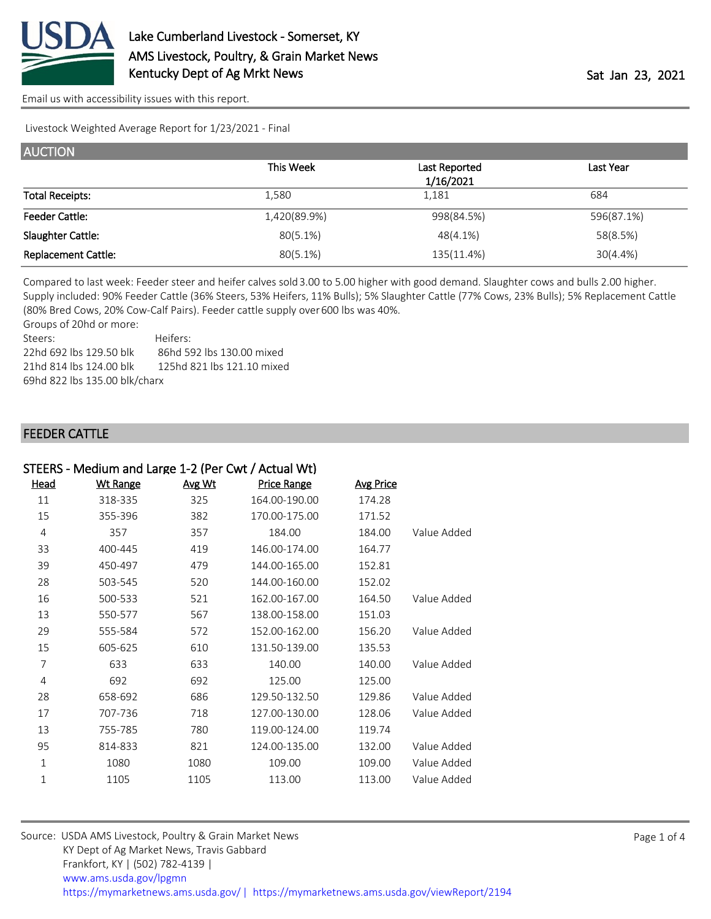# Lake Cumberland Livestock - Somerset, KY
## AMS Livestock, Poultry, & Grain Market News
## Kentucky Dept of Ag Mrkt News

Sat Jan 23, 2021

Email us with accessibility issues with this report.

Livestock Weighted Average Report for 1/23/2021 - Final

## AUCTION

| | This Week | Last Reported 1/16/2021 | Last Year |
|---|---|---|---|
| Total Receipts: | 1,580 | 1,181 | 684 |
| Feeder Cattle: | 1,420(89.9%) | 998(84.5%) | 596(87.1%) |
| Slaughter Cattle: | 80(5.1%) | 48(4.1%) | 58(8.5%) |
| Replacement Cattle: | 80(5.1%) | 135(11.4%) | 30(4.4%) |

Compared to last week: Feeder steer and heifer calves sold 3.00 to 5.00 higher with good demand. Slaughter cows and bulls 2.00 higher. Supply included: 90% Feeder Cattle (36% Steers, 53% Heifers, 11% Bulls); 5% Slaughter Cattle (77% Cows, 23% Bulls); 5% Replacement Cattle (80% Bred Cows, 20% Cow-Calf Pairs). Feeder cattle supply over 600 lbs was 40%.

Groups of 20hd or more:

| Steers: | Heifers: |
|---|---|
| 22hd 692 lbs 129.50 blk | 86hd 592 lbs 130.00 mixed |
| 21hd 814 lbs 124.00 blk | 125hd 821 lbs 121.10 mixed |
| 69hd 822 lbs 135.00 blk/charx | |

## FEEDER CATTLE

### STEERS - Medium and Large 1-2 (Per Cwt / Actual Wt)

| Head | Wt Range | Avg Wt | Price Range | Avg Price | |
|---|---|---|---|---|---|
| 11 | 318-335 | 325 | 164.00-190.00 | 174.28 | |
| 15 | 355-396 | 382 | 170.00-175.00 | 171.52 | |
| 4 | 357 | 357 | 184.00 | 184.00 | Value Added |
| 33 | 400-445 | 419 | 146.00-174.00 | 164.77 | |
| 39 | 450-497 | 479 | 144.00-165.00 | 152.81 | |
| 28 | 503-545 | 520 | 144.00-160.00 | 152.02 | |
| 16 | 500-533 | 521 | 162.00-167.00 | 164.50 | Value Added |
| 13 | 550-577 | 567 | 138.00-158.00 | 151.03 | |
| 29 | 555-584 | 572 | 152.00-162.00 | 156.20 | Value Added |
| 15 | 605-625 | 610 | 131.50-139.00 | 135.53 | |
| 7 | 633 | 633 | 140.00 | 140.00 | Value Added |
| 4 | 692 | 692 | 125.00 | 125.00 | |
| 28 | 658-692 | 686 | 129.50-132.50 | 129.86 | Value Added |
| 17 | 707-736 | 718 | 127.00-130.00 | 128.06 | Value Added |
| 13 | 755-785 | 780 | 119.00-124.00 | 119.74 | |
| 95 | 814-833 | 821 | 124.00-135.00 | 132.00 | Value Added |
| 1 | 1080 | 1080 | 109.00 | 109.00 | Value Added |
| 1 | 1105 | 1105 | 113.00 | 113.00 | Value Added |

Source: USDA AMS Livestock, Poultry & Grain Market News
KY Dept of Ag Market News, Travis Gabbard
Frankfort, KY | (502) 782-4139 |
www.ams.usda.gov/lpgmn
https://mymarketnews.ams.usda.gov/ | https://mymarketnews.ams.usda.gov/viewReport/2194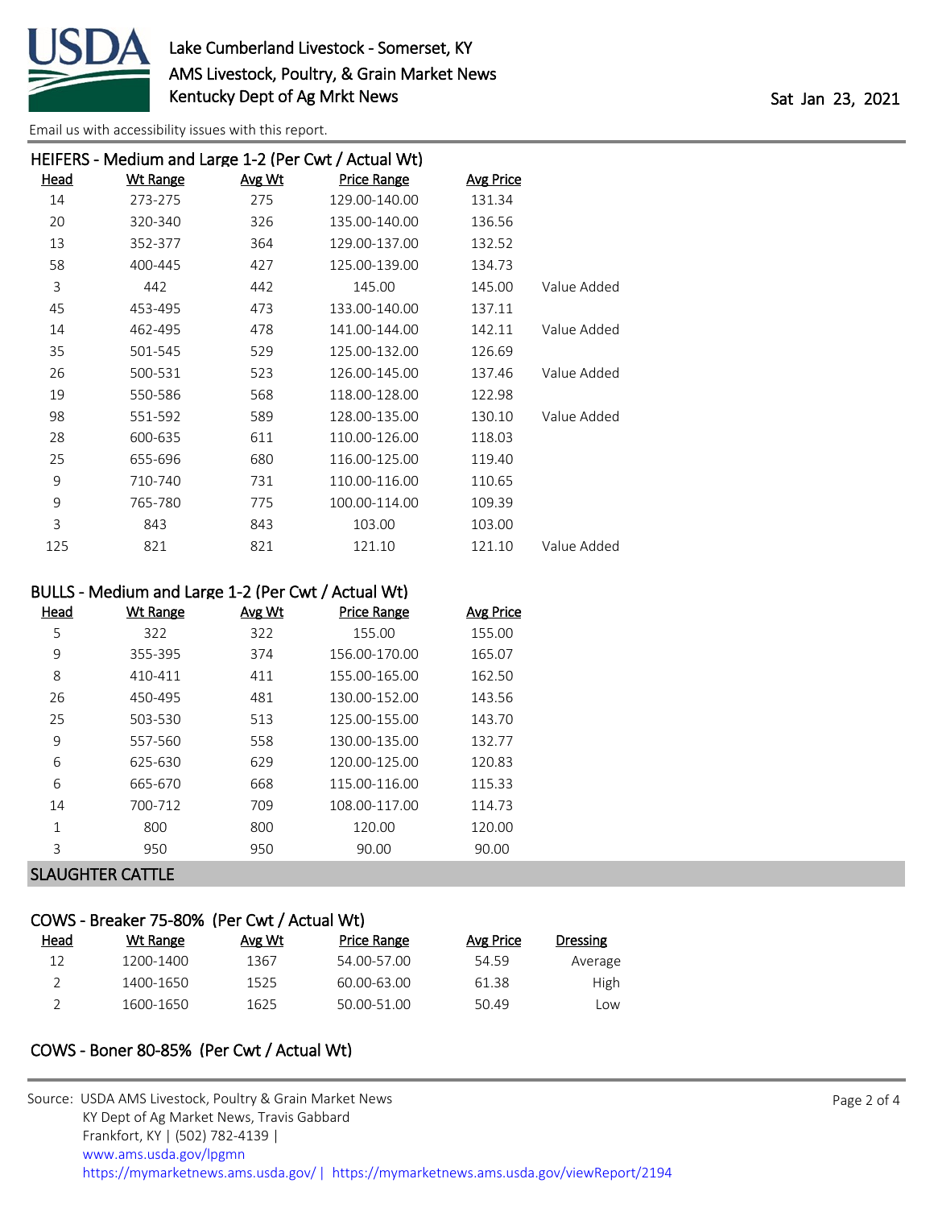### HEIFERS - Medium and Large 1-2 (Per Cwt / Actual Wt)

| Head | Wt Range | Avg Wt | Price Range | Avg Price | |
|---|---|---|---|---|---|
| 14 | 273-275 | 275 | 129.00-140.00 | 131.34 | |
| 20 | 320-340 | 326 | 135.00-140.00 | 136.56 | |
| 13 | 352-377 | 364 | 129.00-137.00 | 132.52 | |
| 58 | 400-445 | 427 | 125.00-139.00 | 134.73 | |
| 3 | 442 | 442 | 145.00 | 145.00 | Value Added |
| 45 | 453-495 | 473 | 133.00-140.00 | 137.11 | |
| 14 | 462-495 | 478 | 141.00-144.00 | 142.11 | Value Added |
| 35 | 501-545 | 529 | 125.00-132.00 | 126.69 | |
| 26 | 500-531 | 523 | 126.00-145.00 | 137.46 | Value Added |
| 19 | 550-586 | 568 | 118.00-128.00 | 122.98 | |
| 98 | 551-592 | 589 | 128.00-135.00 | 130.10 | Value Added |
| 28 | 600-635 | 611 | 110.00-126.00 | 118.03 | |
| 25 | 655-696 | 680 | 116.00-125.00 | 119.40 | |
| 9 | 710-740 | 731 | 110.00-116.00 | 110.65 | |
| 9 | 765-780 | 775 | 100.00-114.00 | 109.39 | |
| 3 | 843 | 843 | 103.00 | 103.00 | |
| 125 | 821 | 821 | 121.10 | 121.10 | Value Added |

### BULLS - Medium and Large 1-2 (Per Cwt / Actual Wt)

| Head | Wt Range | Avg Wt | Price Range | Avg Price |
|---|---|---|---|---|
| 5 | 322 | 322 | 155.00 | 155.00 |
| 9 | 355-395 | 374 | 156.00-170.00 | 165.07 |
| 8 | 410-411 | 411 | 155.00-165.00 | 162.50 |
| 26 | 450-495 | 481 | 130.00-152.00 | 143.56 |
| 25 | 503-530 | 513 | 125.00-155.00 | 143.70 |
| 9 | 557-560 | 558 | 130.00-135.00 | 132.77 |
| 6 | 625-630 | 629 | 120.00-125.00 | 120.83 |
| 6 | 665-670 | 668 | 115.00-116.00 | 115.33 |
| 14 | 700-712 | 709 | 108.00-117.00 | 114.73 |
| 1 | 800 | 800 | 120.00 | 120.00 |
| 3 | 950 | 950 | 90.00 | 90.00 |

## SLAUGHTER CATTLE

### COWS - Breaker 75-80% (Per Cwt / Actual Wt)

| Head | Wt Range | Avg Wt | Price Range | Avg Price | Dressing |
|---|---|---|---|---|---|
| 12 | 1200-1400 | 1367 | 54.00-57.00 | 54.59 | Average |
| 2 | 1400-1650 | 1525 | 60.00-63.00 | 61.38 | High |
| 2 | 1600-1650 | 1625 | 50.00-51.00 | 50.49 | Low |

### COWS - Boner 80-85% (Per Cwt / Actual Wt)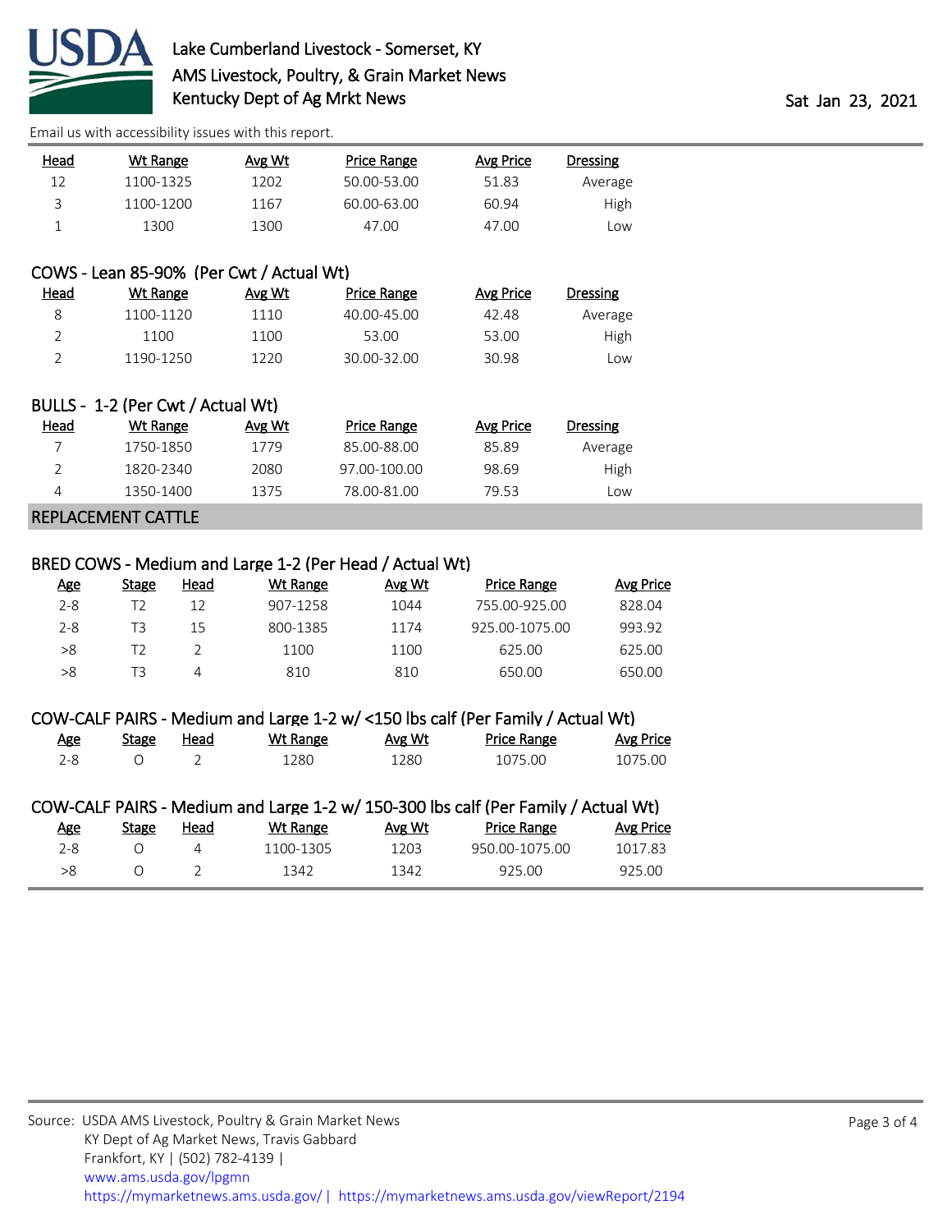| Head | Wt Range | Avg Wt | Price Range | Avg Price | Dressing |
|---|---|---|---|---|---|
| 12 | 1100-1325 | 1202 | 50.00-53.00 | 51.83 | Average |
| 3 | 1100-1200 | 1167 | 60.00-63.00 | 60.94 | High |
| 1 | 1300 | 1300 | 47.00 | 47.00 | Low |

### COWS - Lean 85-90% (Per Cwt / Actual Wt)

| Head | Wt Range | Avg Wt | Price Range | Avg Price | Dressing |
|---|---|---|---|---|---|
| 8 | 1100-1120 | 1110 | 40.00-45.00 | 42.48 | Average |
| 2 | 1100 | 1100 | 53.00 | 53.00 | High |
| 2 | 1190-1250 | 1220 | 30.00-32.00 | 30.98 | Low |

### BULLS - 1-2 (Per Cwt / Actual Wt)

| Head | Wt Range | Avg Wt | Price Range | Avg Price | Dressing |
|---|---|---|---|---|---|
| 7 | 1750-1850 | 1779 | 85.00-88.00 | 85.89 | Average |
| 2 | 1820-2340 | 2080 | 97.00-100.00 | 98.69 | High |
| 4 | 1350-1400 | 1375 | 78.00-81.00 | 79.53 | Low |

## REPLACEMENT CATTLE

### BRED COWS - Medium and Large 1-2 (Per Head / Actual Wt)

| Age | Stage | Head | Wt Range | Avg Wt | Price Range | Avg Price |
|---|---|---|---|---|---|---|
| 2-8 | T2 | 12 | 907-1258 | 1044 | 755.00-925.00 | 828.04 |
| 2-8 | T3 | 15 | 800-1385 | 1174 | 925.00-1075.00 | 993.92 |
| >8 | T2 | 2 | 1100 | 1100 | 625.00 | 625.00 |
| >8 | T3 | 4 | 810 | 810 | 650.00 | 650.00 |

### COW-CALF PAIRS - Medium and Large 1-2 w/ <150 lbs calf (Per Family / Actual Wt)

| Age | Stage | Head | Wt Range | Avg Wt | Price Range | Avg Price |
|---|---|---|---|---|---|---|
| 2-8 | O | 2 | 1280 | 1280 | 1075.00 | 1075.00 |

### COW-CALF PAIRS - Medium and Large 1-2 w/ 150-300 lbs calf (Per Family / Actual Wt)

| Age | Stage | Head | Wt Range | Avg Wt | Price Range | Avg Price |
|---|---|---|---|---|---|---|
| 2-8 | O | 4 | 1100-1305 | 1203 | 950.00-1075.00 | 1017.83 |
| >8 | O | 2 | 1342 | 1342 | 925.00 | 925.00 |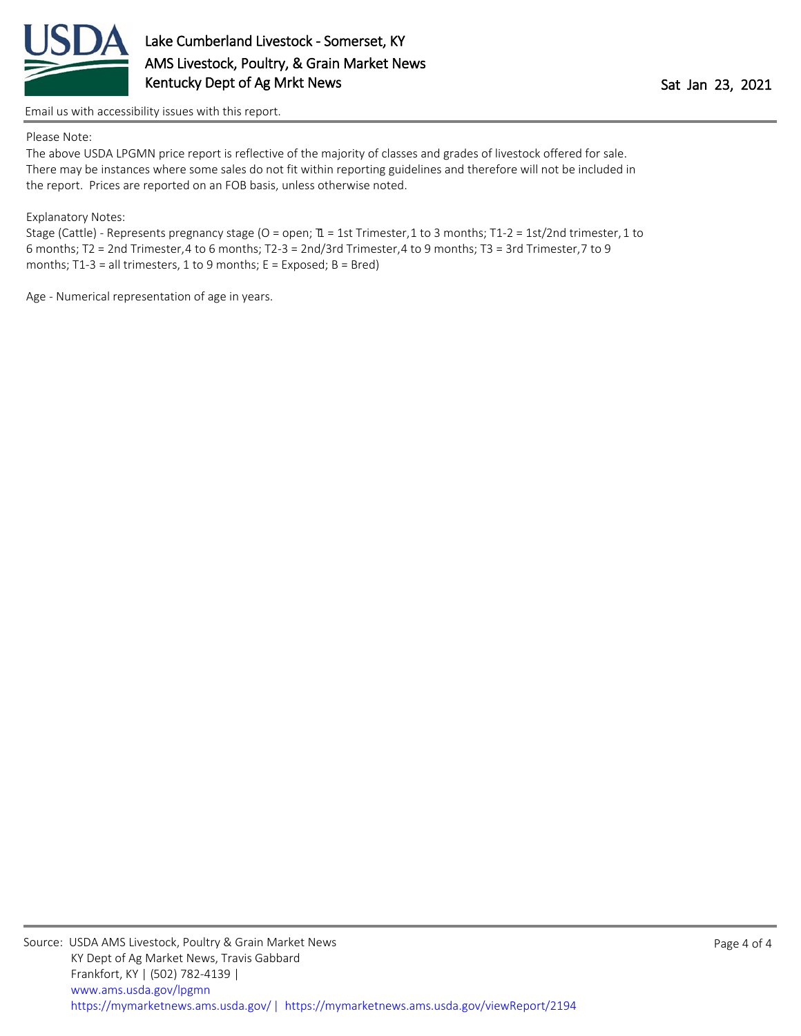Email us with accessibility issues with this report.

Please Note:
The above USDA LPGMN price report is reflective of the majority of classes and grades of livestock offered for sale. There may be instances where some sales do not fit within reporting guidelines and therefore will not be included in the report. Prices are reported on an FOB basis, unless otherwise noted.

Explanatory Notes:
Stage (Cattle) - Represents pregnancy stage (O = open; T1 = 1st Trimester,1 to 3 months; T1-2 = 1st/2nd trimester, 1 to 6 months; T2 = 2nd Trimester,4 to 6 months; T2-3 = 2nd/3rd Trimester,4 to 9 months; T3 = 3rd Trimester,7 to 9 months; T1-3 = all trimesters, 1 to 9 months; E = Exposed; B = Bred)

Age - Numerical representation of age in years.

Source: USDA AMS Livestock, Poultry & Grain Market News
KY Dept of Ag Market News, Travis Gabbard
Frankfort, KY | (502) 782-4139 |
www.ams.usda.gov/lpgmn
https://mymarketnews.ams.usda.gov/ | https://mymarketnews.ams.usda.gov/viewReport/2194